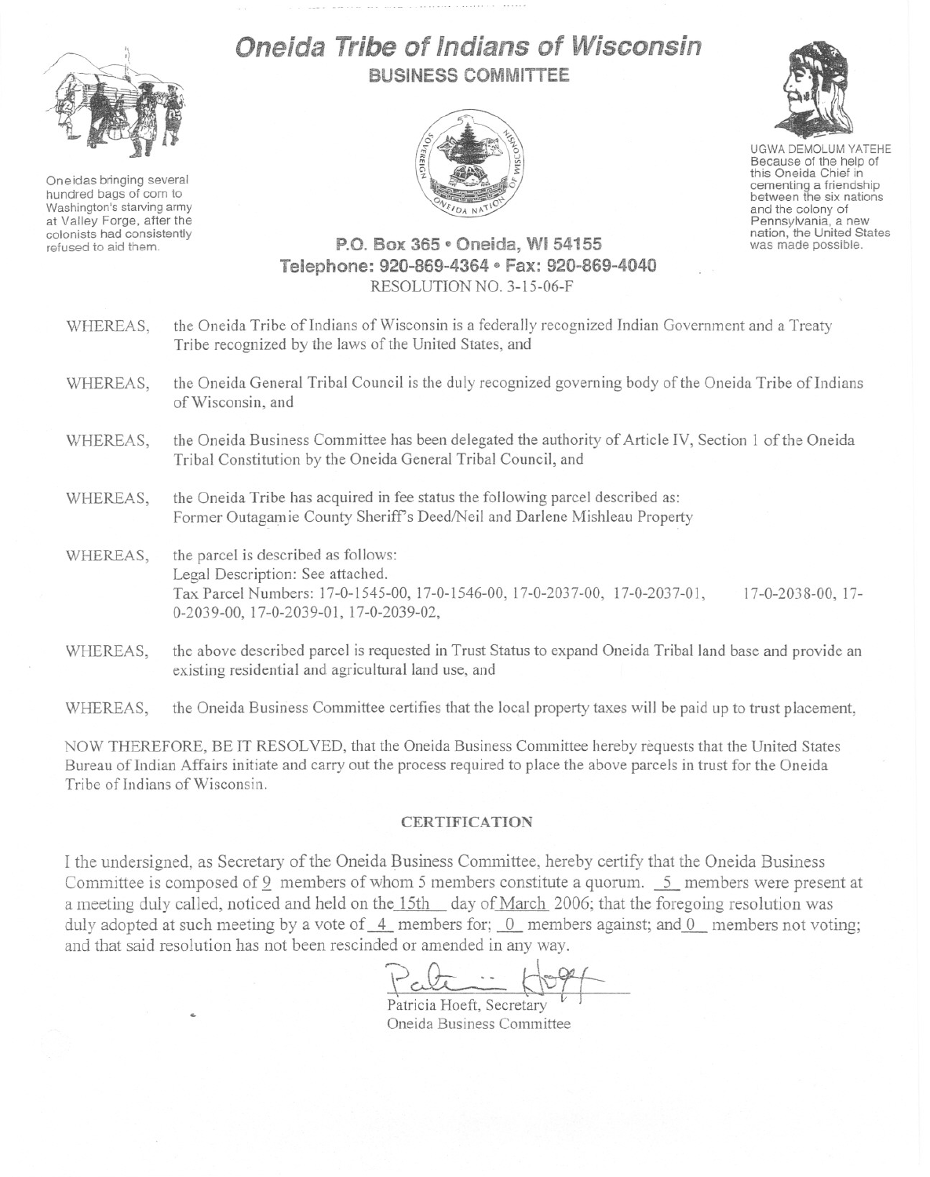# Oneida Tribe of Indians of Wisconsin

## BUSINESS COMMITTEE

Oneidas bringing several hundred bags of corn to Washington's starving army at Valley Forge, after the colonists had consistently refused to aid them.

UGWA DEMOLUM YATEHE
Because of the help of this Oneida Chief in cementing a friendship between the six nations and the colony of Pennsylvania, a new nation, the United States was made possible.

**P.O. Box 365 • Oneida, WI 54155**
**Telephone: 920-869-4364 • Fax: 920-869-4040**

RESOLUTION NO. 3-15-06-F

WHEREAS, the Oneida Tribe of Indians of Wisconsin is a federally recognized Indian Government and a Treaty Tribe recognized by the laws of the United States, and

WHEREAS, the Oneida General Tribal Council is the duly recognized governing body of the Oneida Tribe of Indians of Wisconsin, and

WHEREAS, the Oneida Business Committee has been delegated the authority of Article IV, Section 1 of the Oneida Tribal Constitution by the Oneida General Tribal Council, and

WHEREAS, the Oneida Tribe has acquired in fee status the following parcel described as:
Former Outagamie County Sheriff's Deed/Neil and Darlene Mishleau Property

WHEREAS, the parcel is described as follows:
Legal Description: See attached.
Tax Parcel Numbers: 17-0-1545-00, 17-0-1546-00, 17-0-2037-00, 17-0-2037-01, 17-0-2038-00, 17-0-2039-00, 17-0-2039-01, 17-0-2039-02,

WHEREAS, the above described parcel is requested in Trust Status to expand Oneida Tribal land base and provide an existing residential and agricultural land use, and

WHEREAS, the Oneida Business Committee certifies that the local property taxes will be paid up to trust placement,

NOW THEREFORE, BE IT RESOLVED, that the Oneida Business Committee hereby requests that the United States Bureau of Indian Affairs initiate and carry out the process required to place the above parcels in trust for the Oneida Tribe of Indians of Wisconsin.

### CERTIFICATION

I the undersigned, as Secretary of the Oneida Business Committee, hereby certify that the Oneida Business Committee is composed of 9 members of whom 5 members constitute a quorum. 5 members were present at a meeting duly called, noticed and held on the 15th day of March 2006; that the foregoing resolution was duly adopted at such meeting by a vote of 4 members for; 0 members against; and 0 members not voting; and that said resolution has not been rescinded or amended in any way.

Patricia Hoeft, Secretary
Oneida Business Committee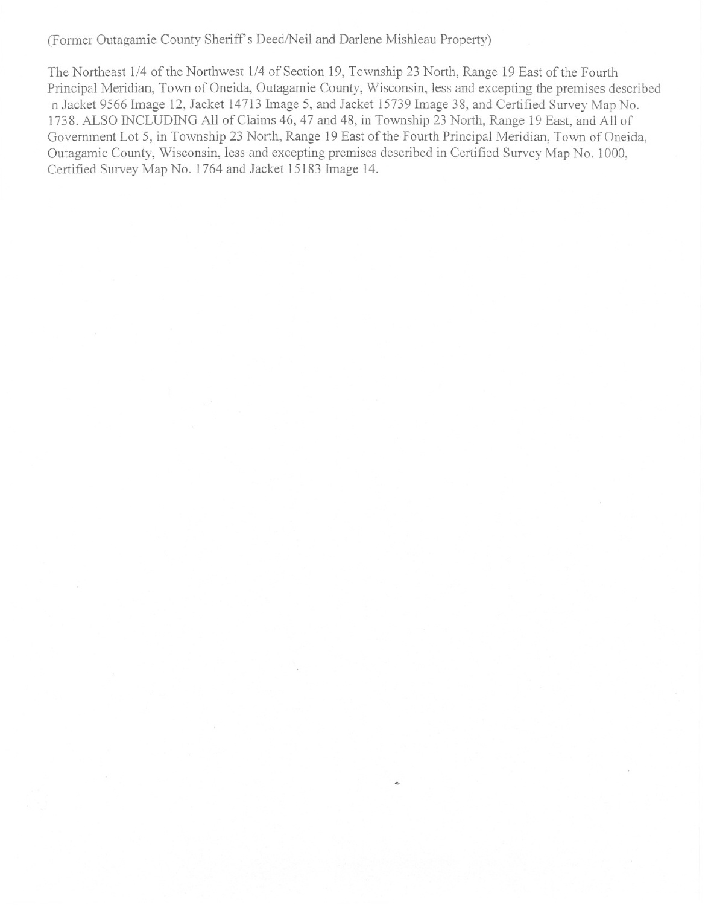(Former Outagamie County Sheriff's Deed/Neil and Darlene Mishleau Property)

The Northeast 1/4 of the Northwest 1/4 of Section 19, Township 23 North, Range 19 East of the Fourth Principal Meridian, Town of Oneida, Outagamie County, Wisconsin, less and excepting the premises described n Jacket 9566 Image 12, Jacket 14713 Image 5, and Jacket 15739 Image 38, and Certified Survey Map No. 1738. ALSO INCLUDING All of Claims 46, 47 and 48, in Township 23 North, Range 19 East, and All of Government Lot 5, in Township 23 North, Range 19 East of the Fourth Principal Meridian, Town of Oneida, Outagamie County, Wisconsin, less and excepting premises described in Certified Survey Map No. 1000, Certified Survey Map No. 1764 and Jacket 15183 Image 14.